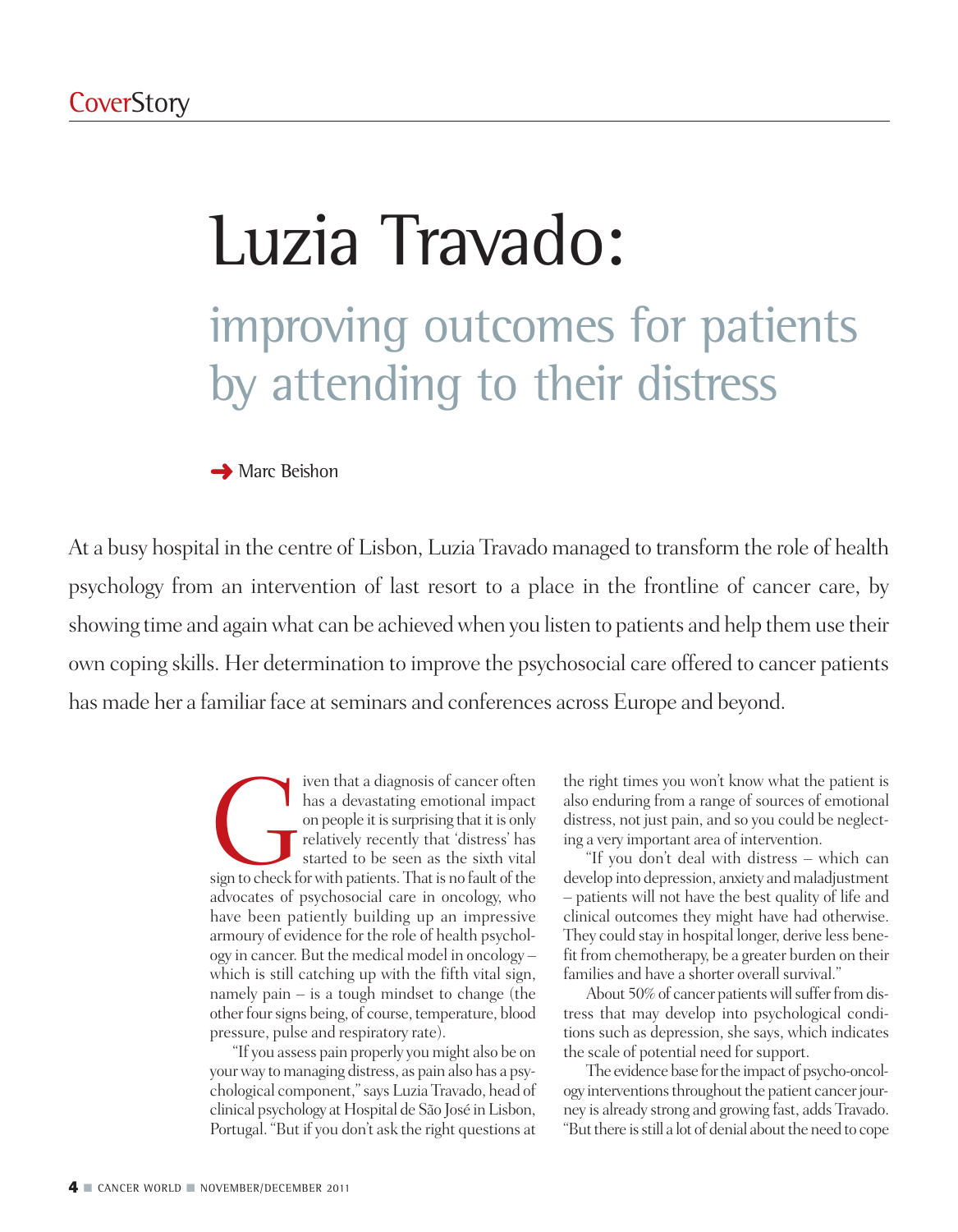CoverStory

# Luzia Travado:

## improving outcomes for patients by attending to their distress

➜ Marc Beishon

At a busy hospital in the centre of Lisbon, Luzia Travado managed to transform the role of health psychology from an intervention of last resort to a place in the frontline of cancer care, by showing time and again what can be achieved when you listen to patients and help them use their own coping skills. Her determination to improve the psychosocial care offered to cancer patients has made her a familiar face at seminars and conferences across Europe and beyond.

Given that a diagnosis of cancer often has a devastating emotional impact on people it is surprising that it is only relatively recently that 'distress' has started to be seen as the sixth vital sign to check for with patients. That is no fault of the advocates of psychosocial care in oncology, who have been patiently building up an impressive armoury of evidence for the role of health psychology in cancer. But the medical model in oncology – which is still catching up with the fifth vital sign, namely pain – is a tough mindset to change (the other four signs being, of course, temperature, blood pressure, pulse and respiratory rate).

"If you assess pain properly you might also be on your way to managing distress, as pain also has a psychological component," says Luzia Travado, head of clinical psychology at Hospital de São José in Lisbon, Portugal. "But if you don't ask the right questions at the right times you won't know what the patient is also enduring from a range of sources of emotional distress, not just pain, and so you could be neglecting a very important area of intervention.

"If you don't deal with distress – which can develop into depression, anxiety and maladjustment – patients will not have the best quality of life and clinical outcomes they might have had otherwise. They could stay in hospital longer, derive less benefit from chemotherapy, be a greater burden on their families and have a shorter overall survival."

About 50% of cancer patients will suffer from distress that may develop into psychological conditions such as depression, she says, which indicates the scale of potential need for support.

The evidence base for the impact of psycho-oncology interventions throughout the patient cancer journey is already strong and growing fast, adds Travado. "But there is still a lot of denial about the need to cope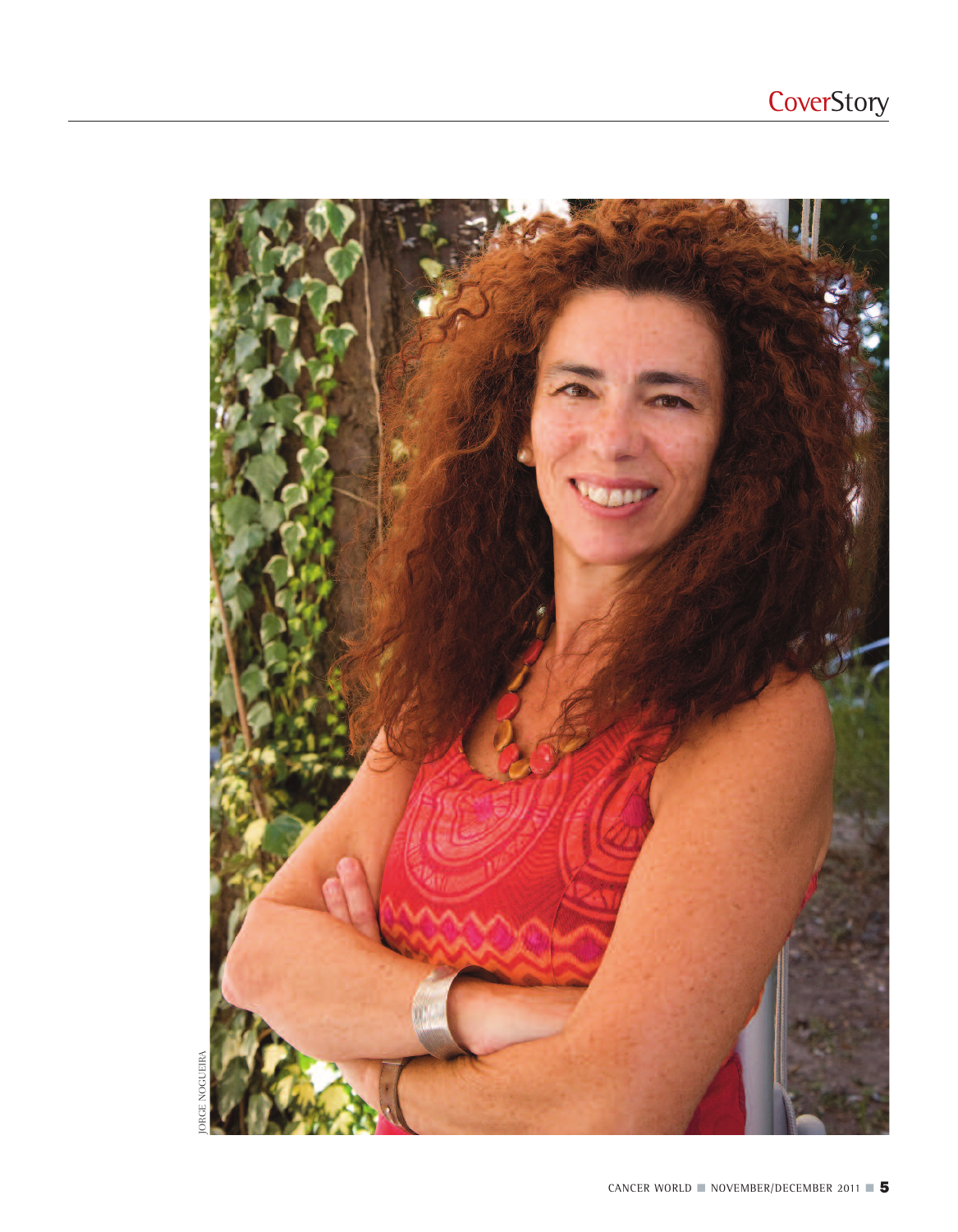JORGE NOGUEIRA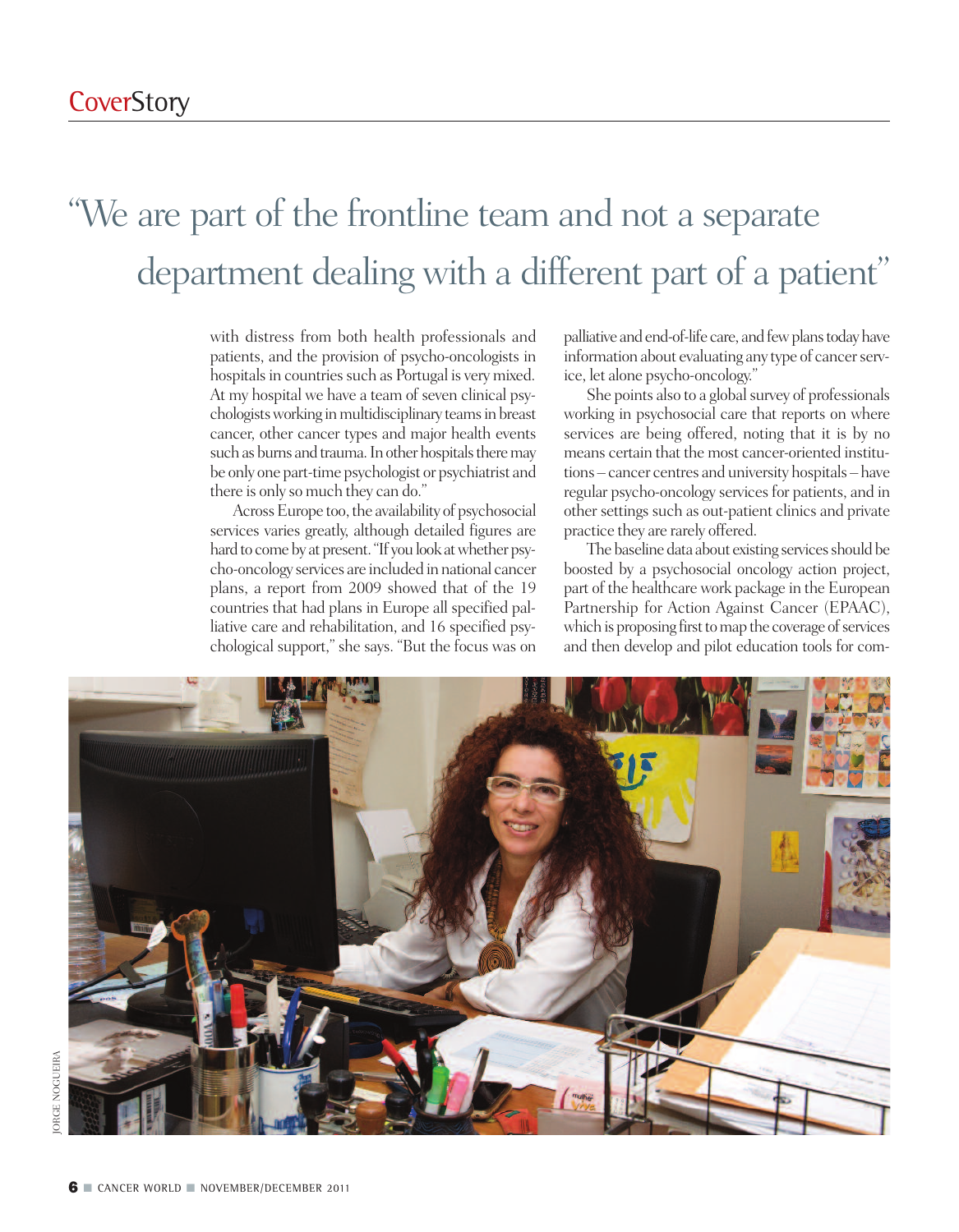> "We are part of the frontline team and not a separate department dealing with a different part of a patient"

with distress from both health professionals and patients, and the provision of psycho-oncologists in hospitals in countries such as Portugal is very mixed. At my hospital we have a team of seven clinical psychologists working in multidisciplinary teams in breast cancer, other cancer types and major health events such as burns and trauma. In other hospitals there may be only one part-time psychologist or psychiatrist and there is only so much they can do."

Across Europe too, the availability of psychosocial services varies greatly, although detailed figures are hard to come by at present. "If you look at whether psycho-oncology services are included in national cancer plans, a report from 2009 showed that of the 19 countries that had plans in Europe all specified palliative care and rehabilitation, and 16 specified psychological support," she says. "But the focus was on palliative and end-of-life care, and few plans today have information about evaluating any type of cancer service, let alone psycho-oncology."

She points also to a global survey of professionals working in psychosocial care that reports on where services are being offered, noting that it is by no means certain that the most cancer-oriented institutions – cancer centres and university hospitals – have regular psycho-oncology services for patients, and in other settings such as out-patient clinics and private practice they are rarely offered.

The baseline data about existing services should be boosted by a psychosocial oncology action project, part of the healthcare work package in the European Partnership for Action Against Cancer (EPAAC), which is proposing first to map the coverage of services and then develop and pilot education tools for com-

JORGE NOGUEIRA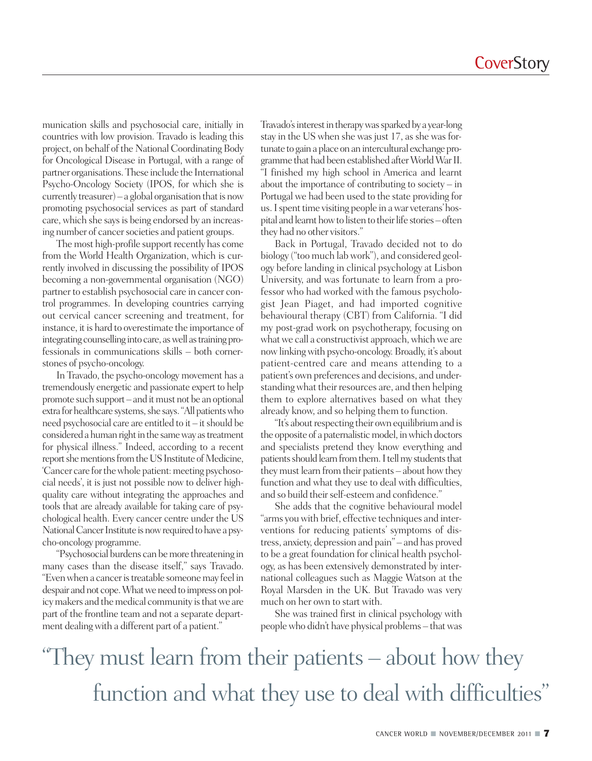munication skills and psychosocial care, initially in countries with low provision. Travado is leading this project, on behalf of the National Coordinating Body for Oncological Disease in Portugal, with a range of partner organisations. These include the International Psycho-Oncology Society (IPOS, for which she is currently treasurer) – a global organisation that is now promoting psychosocial services as part of standard care, which she says is being endorsed by an increasing number of cancer societies and patient groups.

The most high-profile support recently has come from the World Health Organization, which is currently involved in discussing the possibility of IPOS becoming a non-governmental organisation (NGO) partner to establish psychosocial care in cancer control programmes. In developing countries carrying out cervical cancer screening and treatment, for instance, it is hard to overestimate the importance of integrating counselling into care, as well as training professionals in communications skills – both cornerstones of psycho-oncology.

In Travado, the psycho-oncology movement has a tremendously energetic and passionate expert to help promote such support – and it must not be an optional extra for healthcare systems, she says. "All patients who need psychosocial care are entitled to it – it should be considered a human right in the same way as treatment for physical illness." Indeed, according to a recent report she mentions from the US Institute of Medicine, 'Cancer care for the whole patient: meeting psychosocial needs', it is just not possible now to deliver high-quality care without integrating the approaches and tools that are already available for taking care of psychological health. Every cancer centre under the US National Cancer Institute is now required to have a psycho-oncology programme.

"Psychosocial burdens can be more threatening in many cases than the disease itself," says Travado. "Even when a cancer is treatable someone may feel in despair and not cope. What we need to impress on policy makers and the medical community is that we are part of the frontline team and not a separate department dealing with a different part of a patient."

Travado's interest in therapy was sparked by a year-long stay in the US when she was just 17, as she was fortunate to gain a place on an intercultural exchange programme that had been established after World War II. "I finished my high school in America and learnt about the importance of contributing to society – in Portugal we had been used to the state providing for us. I spent time visiting people in a war veterans' hospital and learnt how to listen to their life stories – often they had no other visitors."

Back in Portugal, Travado decided not to do biology ("too much lab work"), and considered geology before landing in clinical psychology at Lisbon University, and was fortunate to learn from a professor who had worked with the famous psychologist Jean Piaget, and had imported cognitive behavioural therapy (CBT) from California. "I did my post-grad work on psychotherapy, focusing on what we call a constructivist approach, which we are now linking with psycho-oncology. Broadly, it's about patient-centred care and means attending to a patient's own preferences and decisions, and understanding what their resources are, and then helping them to explore alternatives based on what they already know, and so helping them to function.

"It's about respecting their own equilibrium and is the opposite of a paternalistic model, in which doctors and specialists pretend they know everything and patients should learn from them. I tell my students that they must learn from their patients – about how they function and what they use to deal with difficulties, and so build their self-esteem and confidence."

She adds that the cognitive behavioural model "arms you with brief, effective techniques and interventions for reducing patients' symptoms of distress, anxiety, depression and pain" – and has proved to be a great foundation for clinical health psychology, as has been extensively demonstrated by international colleagues such as Maggie Watson at the Royal Marsden in the UK. But Travado was very much on her own to start with.

She was trained first in clinical psychology with people who didn't have physical problems – that was

> "They must learn from their patients – about how they function and what they use to deal with difficulties"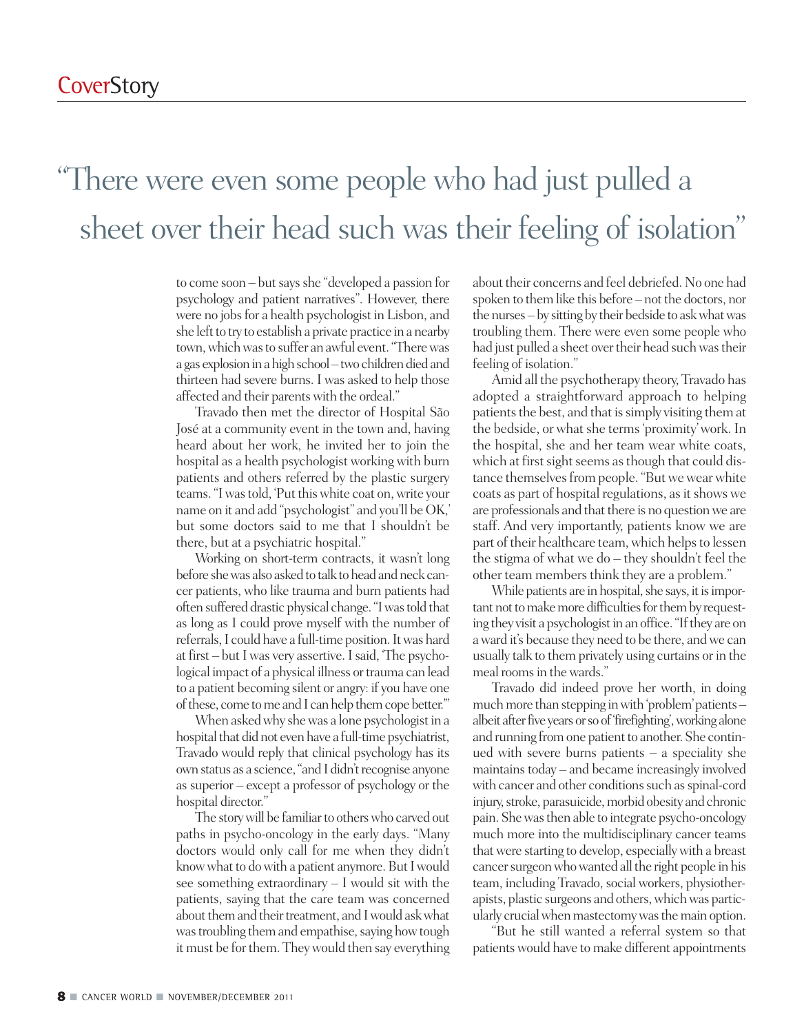"There were even some people who had just pulled a sheet over their head such was their feeling of isolation"

to come soon – but says she "developed a passion for psychology and patient narratives". However, there were no jobs for a health psychologist in Lisbon, and she left to try to establish a private practice in a nearby town, which was to suffer an awful event. "There was a gas explosion in a high school – two children died and thirteen had severe burns. I was asked to help those affected and their parents with the ordeal."

Travado then met the director of Hospital São José at a community event in the town and, having heard about her work, he invited her to join the hospital as a health psychologist working with burn patients and others referred by the plastic surgery teams. "I was told, 'Put this white coat on, write your name on it and add "psychologist" and you'll be OK,' but some doctors said to me that I shouldn't be there, but at a psychiatric hospital."

Working on short-term contracts, it wasn't long before she was also asked to talk to head and neck cancer patients, who like trauma and burn patients had often suffered drastic physical change. "I was told that as long as I could prove myself with the number of referrals, I could have a full-time position. It was hard at first – but I was very assertive. I said, 'The psychological impact of a physical illness or trauma can lead to a patient becoming silent or angry: if you have one of these, come to me and I can help them cope better.'"

When asked why she was a lone psychologist in a hospital that did not even have a full-time psychiatrist, Travado would reply that clinical psychology has its own status as a science, "and I didn't recognise anyone as superior – except a professor of psychology or the hospital director."

The story will be familiar to others who carved out paths in psycho-oncology in the early days. "Many doctors would only call for me when they didn't know what to do with a patient anymore. But I would see something extraordinary – I would sit with the patients, saying that the care team was concerned about them and their treatment, and I would ask what was troubling them and empathise, saying how tough it must be for them. They would then say everything about their concerns and feel debriefed. No one had spoken to them like this before – not the doctors, nor the nurses – by sitting by their bedside to ask what was troubling them. There were even some people who had just pulled a sheet over their head such was their feeling of isolation."

Amid all the psychotherapy theory, Travado has adopted a straightforward approach to helping patients the best, and that is simply visiting them at the bedside, or what she terms 'proximity' work. In the hospital, she and her team wear white coats, which at first sight seems as though that could distance themselves from people. "But we wear white coats as part of hospital regulations, as it shows we are professionals and that there is no question we are staff. And very importantly, patients know we are part of their healthcare team, which helps to lessen the stigma of what we do – they shouldn't feel the other team members think they are a problem."

While patients are in hospital, she says, it is important not to make more difficulties for them by requesting they visit a psychologist in an office. "If they are on a ward it's because they need to be there, and we can usually talk to them privately using curtains or in the meal rooms in the wards."

Travado did indeed prove her worth, in doing much more than stepping in with 'problem' patients – albeit after five years or so of 'firefighting', working alone and running from one patient to another. She continued with severe burns patients – a speciality she maintains today – and became increasingly involved with cancer and other conditions such as spinal-cord injury, stroke, parasuicide, morbid obesity and chronic pain. She was then able to integrate psycho-oncology much more into the multidisciplinary cancer teams that were starting to develop, especially with a breast cancer surgeon who wanted all the right people in his team, including Travado, social workers, physiotherapists, plastic surgeons and others, which was particularly crucial when mastectomy was the main option.

"But he still wanted a referral system so that patients would have to make different appointments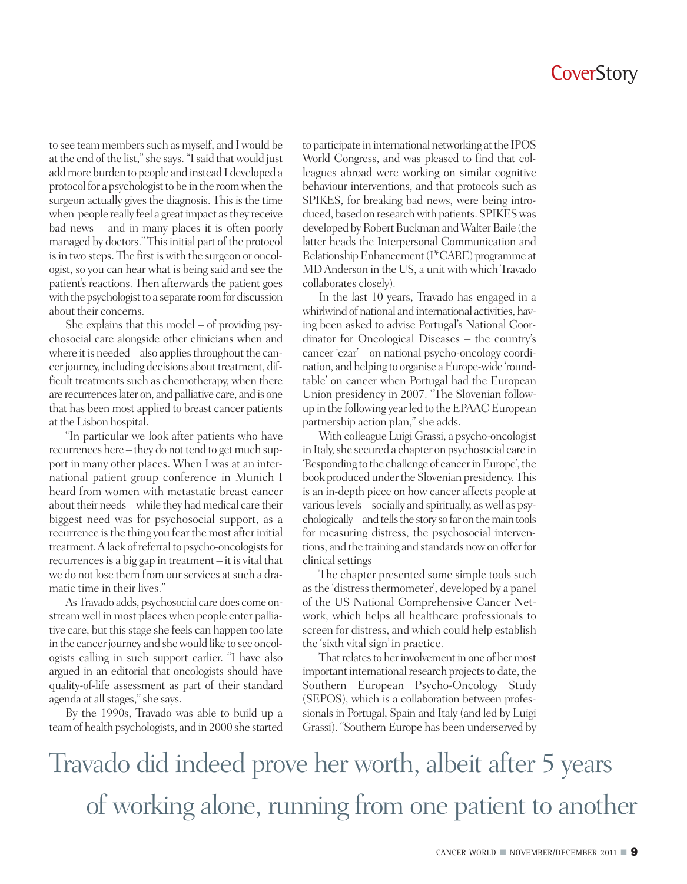to see team members such as myself, and I would be at the end of the list," she says. "I said that would just add more burden to people and instead I developed a protocol for a psychologist to be in the room when the surgeon actually gives the diagnosis. This is the time when people really feel a great impact as they receive bad news – and in many places it is often poorly managed by doctors." This initial part of the protocol is in two steps. The first is with the surgeon or oncologist, so you can hear what is being said and see the patient's reactions. Then afterwards the patient goes with the psychologist to a separate room for discussion about their concerns.

She explains that this model – of providing psychosocial care alongside other clinicians when and where it is needed – also applies throughout the cancer journey, including decisions about treatment, difficult treatments such as chemotherapy, when there are recurrences later on, and palliative care, and is one that has been most applied to breast cancer patients at the Lisbon hospital.

"In particular we look after patients who have recurrences here – they do not tend to get much support in many other places. When I was at an international patient group conference in Munich I heard from women with metastatic breast cancer about their needs – while they had medical care their biggest need was for psychosocial support, as a recurrence is the thing you fear the most after initial treatment. A lack of referral to psycho-oncologists for recurrences is a big gap in treatment – it is vital that we do not lose them from our services at such a dramatic time in their lives."

As Travado adds, psychosocial care does come onstream well in most places when people enter palliative care, but this stage she feels can happen too late in the cancer journey and she would like to see oncologists calling in such support earlier. "I have also argued in an editorial that oncologists should have quality-of-life assessment as part of their standard agenda at all stages," she says.

By the 1990s, Travado was able to build up a team of health psychologists, and in 2000 she started to participate in international networking at the IPOS World Congress, and was pleased to find that colleagues abroad were working on similar cognitive behaviour interventions, and that protocols such as SPIKES, for breaking bad news, were being introduced, based on research with patients. SPIKES was developed by Robert Buckman and Walter Baile (the latter heads the Interpersonal Communication and Relationship Enhancement (I*CARE) programme at MD Anderson in the US, a unit with which Travado collaborates closely).

In the last 10 years, Travado has engaged in a whirlwind of national and international activities, having been asked to advise Portugal's National Coordinator for Oncological Diseases – the country's cancer 'czar' – on national psycho-oncology coordination, and helping to organise a Europe-wide 'roundtable' on cancer when Portugal had the European Union presidency in 2007. "The Slovenian follow-up in the following year led to the EPAAC European partnership action plan," she adds.

With colleague Luigi Grassi, a psycho-oncologist in Italy, she secured a chapter on psychosocial care in 'Responding to the challenge of cancer in Europe', the book produced under the Slovenian presidency. This is an in-depth piece on how cancer affects people at various levels – socially and spiritually, as well as psychologically – and tells the story so far on the main tools for measuring distress, the psychosocial interventions, and the training and standards now on offer for clinical settings

The chapter presented some simple tools such as the 'distress thermometer', developed by a panel of the US National Comprehensive Cancer Network, which helps all healthcare professionals to screen for distress, and which could help establish the 'sixth vital sign' in practice.

That relates to her involvement in one of her most important international research projects to date, the Southern European Psycho-Oncology Study (SEPOS), which is a collaboration between professionals in Portugal, Spain and Italy (and led by Luigi Grassi). "Southern Europe has been underserved by

> Travado did indeed prove her worth, albeit after 5 years of working alone, running from one patient to another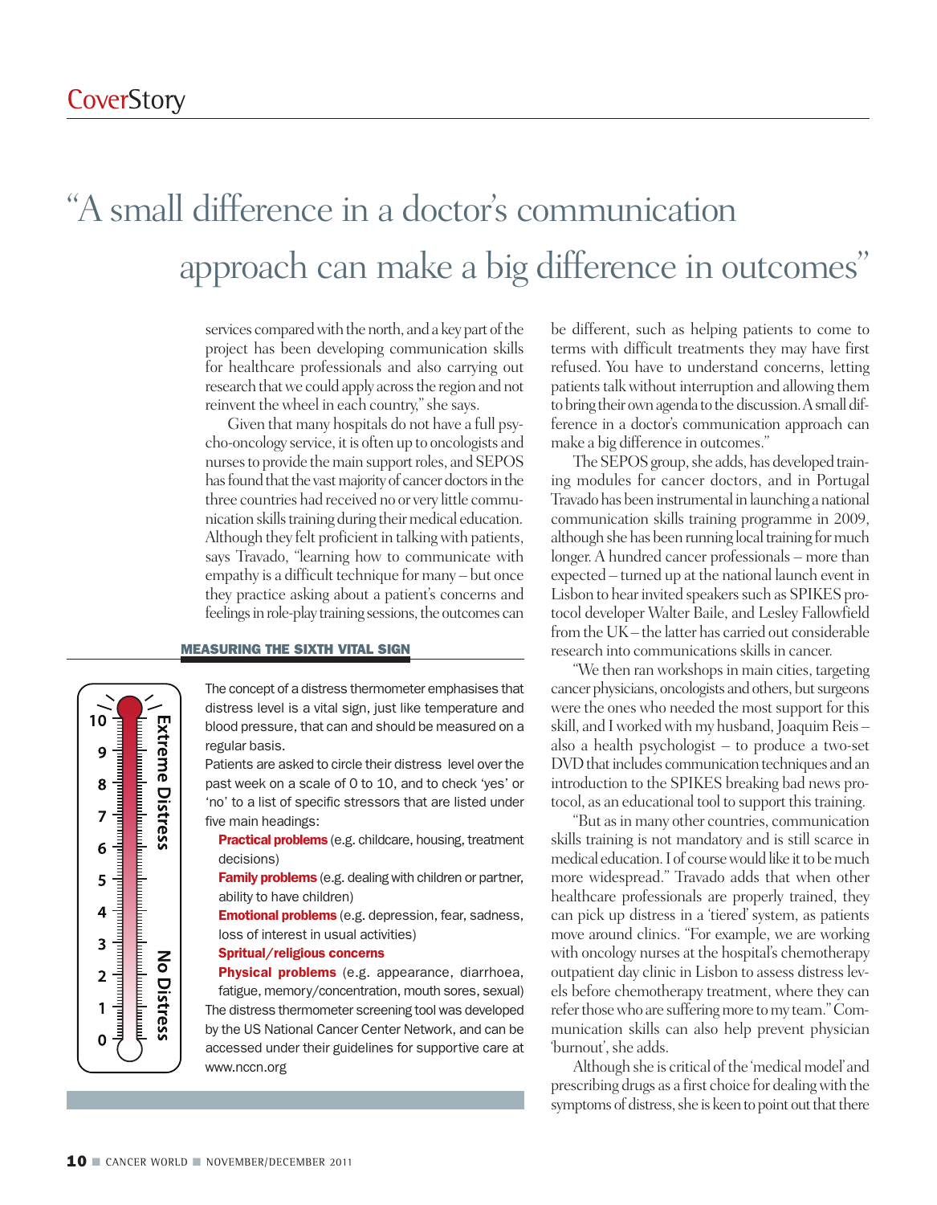# "A small difference in a doctor's communication approach can make a big difference in outcomes"

services compared with the north, and a key part of the project has been developing communication skills for healthcare professionals and also carrying out research that we could apply across the region and not reinvent the wheel in each country," she says.

Given that many hospitals do not have a full psycho-oncology service, it is often up to oncologists and nurses to provide the main support roles, and SEPOS has found that the vast majority of cancer doctors in the three countries had received no or very little communication skills training during their medical education. Although they felt proficient in talking with patients, says Travado, "learning how to communicate with empathy is a difficult technique for many – but once they practice asking about a patient's concerns and feelings in role-play training sessions, the outcomes can be different, such as helping patients to come to terms with difficult treatments they may have first refused. You have to understand concerns, letting patients talk without interruption and allowing them to bring their own agenda to the discussion. A small difference in a doctor's communication approach can make a big difference in outcomes."

The SEPOS group, she adds, has developed training modules for cancer doctors, and in Portugal Travado has been instrumental in launching a national communication skills training programme in 2009, although she has been running local training for much longer. A hundred cancer professionals – more than expected – turned up at the national launch event in Lisbon to hear invited speakers such as SPIKES protocol developer Walter Baile, and Lesley Fallowfield from the UK – the latter has carried out considerable research into communications skills in cancer.

"We then ran workshops in main cities, targeting cancer physicians, oncologists and others, but surgeons were the ones who needed the most support for this skill, and I worked with my husband, Joaquim Reis – also a health psychologist – to produce a two-set DVD that includes communication techniques and an introduction to the SPIKES breaking bad news protocol, as an educational tool to support this training.

"But as in many other countries, communication skills training is not mandatory and is still scarce in medical education. I of course would like it to be much more widespread." Travado adds that when other healthcare professionals are properly trained, they can pick up distress in a 'tiered' system, as patients move around clinics. "For example, we are working with oncology nurses at the hospital's chemotherapy outpatient day clinic in Lisbon to assess distress levels before chemotherapy treatment, where they can refer those who are suffering more to my team." Communication skills can also help prevent physician 'burnout', she adds.

Although she is critical of the 'medical model' and prescribing drugs as a first choice for dealing with the symptoms of distress, she is keen to point out that there

## MEASURING THE SIXTH VITAL SIGN

Extreme Distress: 10 – No Distress: 0

The concept of a distress thermometer emphasises that distress level is a vital sign, just like temperature and blood pressure, that can and should be measured on a regular basis.

Patients are asked to circle their distress level over the past week on a scale of 0 to 10, and to check 'yes' or 'no' to a list of specific stressors that are listed under five main headings:

- **Practical problems** (e.g. childcare, housing, treatment decisions)
- **Family problems** (e.g. dealing with children or partner, ability to have children)
- **Emotional problems** (e.g. depression, fear, sadness, loss of interest in usual activities)
- **Spritual/religious concerns**
- **Physical problems** (e.g. appearance, diarrhoea, fatigue, memory/concentration, mouth sores, sexual)

The distress thermometer screening tool was developed by the US National Cancer Center Network, and can be accessed under their guidelines for supportive care at www.nccn.org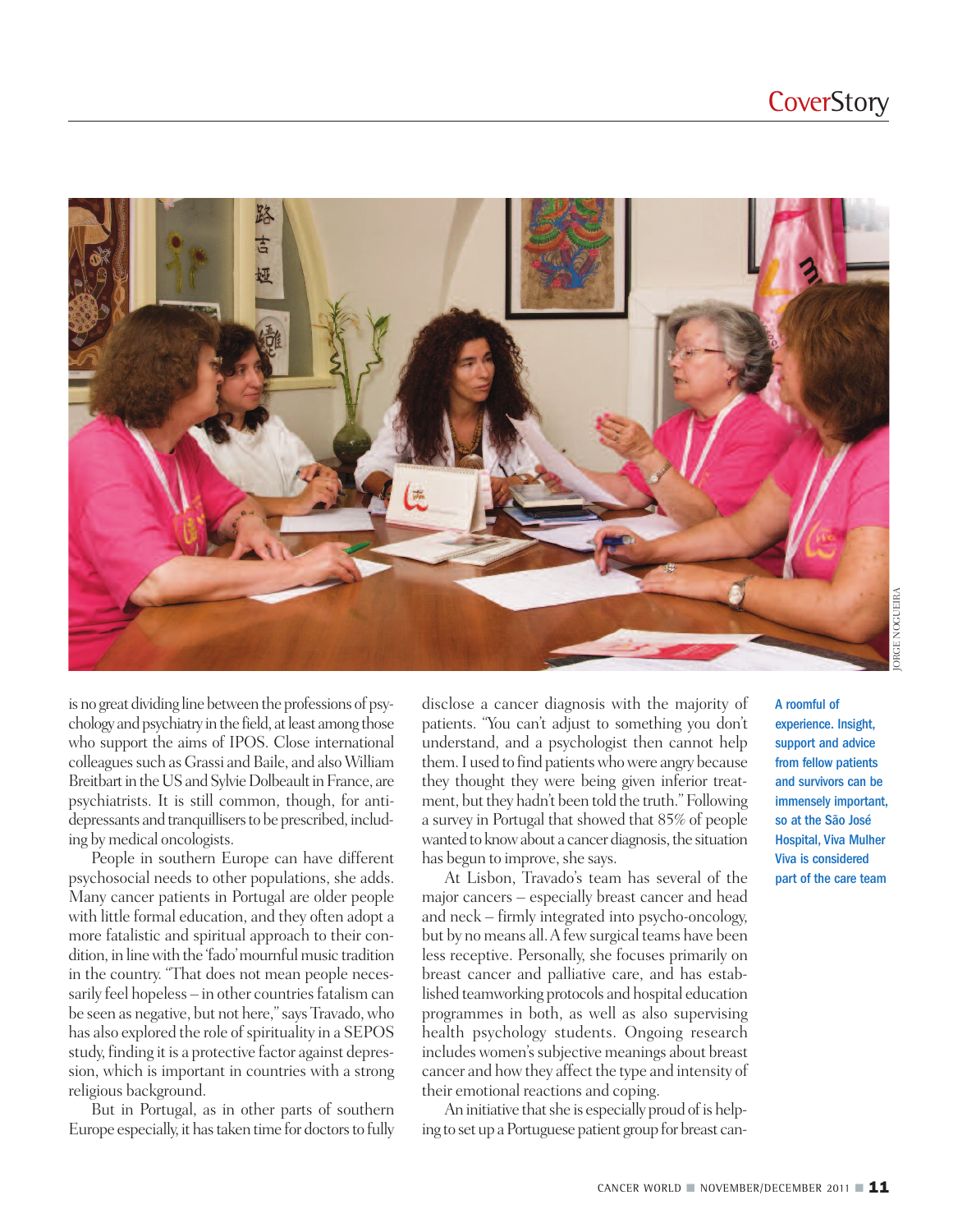is no great dividing line between the professions of psychology and psychiatry in the field, at least among those who support the aims of IPOS. Close international colleagues such as Grassi and Baile, and also William Breitbart in the US and Sylvie Dolbeault in France, are psychiatrists. It is still common, though, for antidepressants and tranquillisers to be prescribed, including by medical oncologists.

People in southern Europe can have different psychosocial needs to other populations, she adds. Many cancer patients in Portugal are older people with little formal education, and they often adopt a more fatalistic and spiritual approach to their condition, in line with the 'fado' mournful music tradition in the country. "That does not mean people necessarily feel hopeless – in other countries fatalism can be seen as negative, but not here," says Travado, who has also explored the role of spirituality in a SEPOS study, finding it is a protective factor against depression, which is important in countries with a strong religious background.

But in Portugal, as in other parts of southern Europe especially, it has taken time for doctors to fully disclose a cancer diagnosis with the majority of patients. "You can't adjust to something you don't understand, and a psychologist then cannot help them. I used to find patients who were angry because they thought they were being given inferior treatment, but they hadn't been told the truth." Following a survey in Portugal that showed that 85% of people wanted to know about a cancer diagnosis, the situation has begun to improve, she says.

At Lisbon, Travado's team has several of the major cancers – especially breast cancer and head and neck – firmly integrated into psycho-oncology, but by no means all. A few surgical teams have been less receptive. Personally, she focuses primarily on breast cancer and palliative care, and has established teamworking protocols and hospital education programmes in both, as well as also supervising health psychology students. Ongoing research includes women's subjective meanings about breast cancer and how they affect the type and intensity of their emotional reactions and coping.

An initiative that she is especially proud of is helping to set up a Portuguese patient group for breast can-

**A roomful of experience. Insight, support and advice from fellow patients and survivors can be immensely important, so at the São José Hospital, Viva Mulher Viva is considered part of the care team**

JORGE NOGUEIRA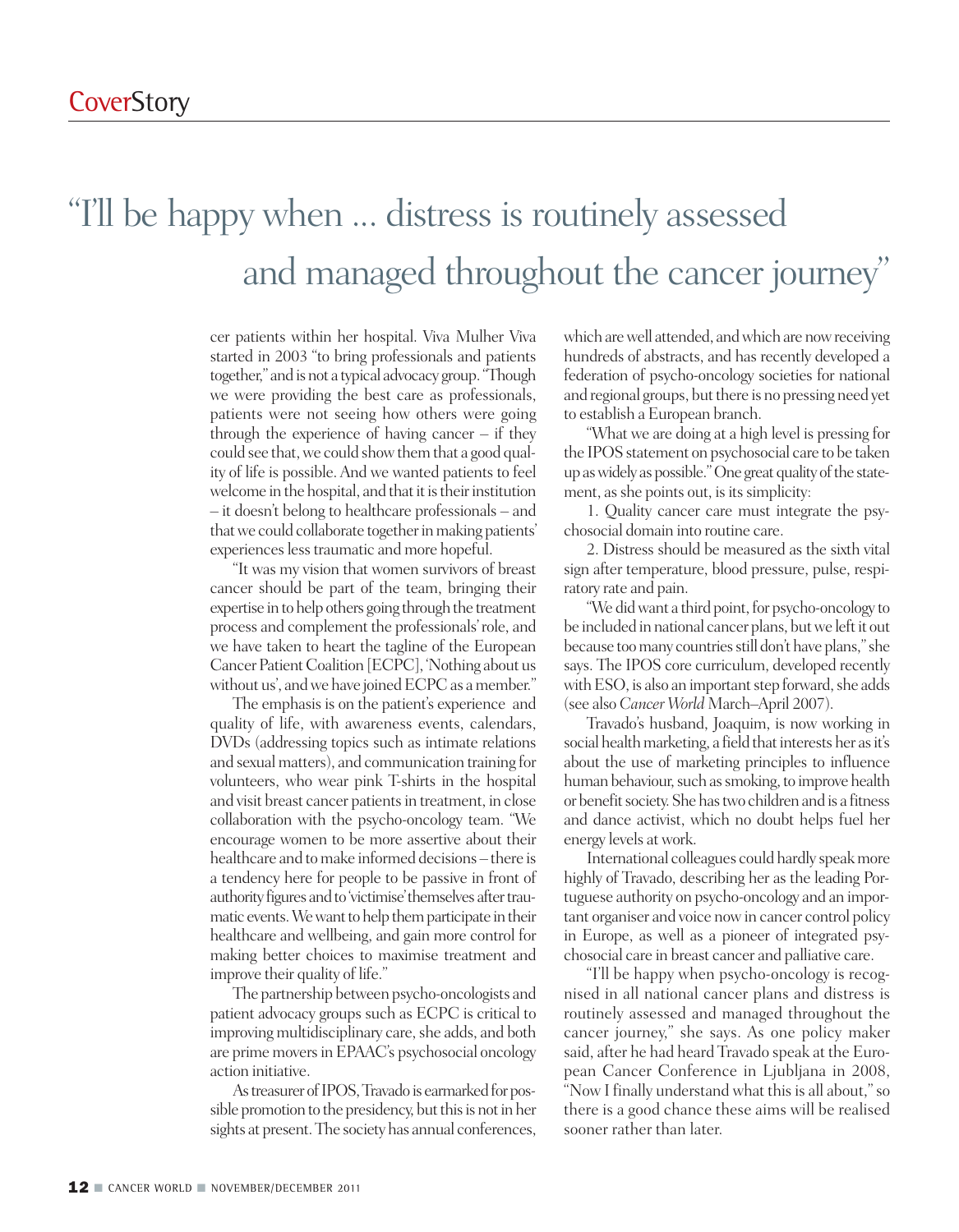# "I'll be happy when ... distress is routinely assessed and managed throughout the cancer journey"

cer patients within her hospital. Viva Mulher Viva started in 2003 "to bring professionals and patients together," and is not a typical advocacy group. "Though we were providing the best care as professionals, patients were not seeing how others were going through the experience of having cancer – if they could see that, we could show them that a good quality of life is possible. And we wanted patients to feel welcome in the hospital, and that it is their institution – it doesn't belong to healthcare professionals – and that we could collaborate together in making patients' experiences less traumatic and more hopeful.

"It was my vision that women survivors of breast cancer should be part of the team, bringing their expertise in to help others going through the treatment process and complement the professionals' role, and we have taken to heart the tagline of the European Cancer Patient Coalition [ECPC], 'Nothing about us without us', and we have joined ECPC as a member."

The emphasis is on the patient's experience and quality of life, with awareness events, calendars, DVDs (addressing topics such as intimate relations and sexual matters), and communication training for volunteers, who wear pink T-shirts in the hospital and visit breast cancer patients in treatment, in close collaboration with the psycho-oncology team. "We encourage women to be more assertive about their healthcare and to make informed decisions – there is a tendency here for people to be passive in front of authority figures and to 'victimise' themselves after traumatic events. We want to help them participate in their healthcare and wellbeing, and gain more control for making better choices to maximise treatment and improve their quality of life."

The partnership between psycho-oncologists and patient advocacy groups such as ECPC is critical to improving multidisciplinary care, she adds, and both are prime movers in EPAAC's psychosocial oncology action initiative.

As treasurer of IPOS, Travado is earmarked for possible promotion to the presidency, but this is not in her sights at present. The society has annual conferences, which are well attended, and which are now receiving hundreds of abstracts, and has recently developed a federation of psycho-oncology societies for national and regional groups, but there is no pressing need yet to establish a European branch.

"What we are doing at a high level is pressing for the IPOS statement on psychosocial care to be taken up as widely as possible." One great quality of the statement, as she points out, is its simplicity:

1. Quality cancer care must integrate the psychosocial domain into routine care.
2. Distress should be measured as the sixth vital sign after temperature, blood pressure, pulse, respiratory rate and pain.

"We did want a third point, for psycho-oncology to be included in national cancer plans, but we left it out because too many countries still don't have plans," she says. The IPOS core curriculum, developed recently with ESO, is also an important step forward, she adds (see also *Cancer World* March–April 2007).

Travado's husband, Joaquim, is now working in social health marketing, a field that interests her as it's about the use of marketing principles to influence human behaviour, such as smoking, to improve health or benefit society. She has two children and is a fitness and dance activist, which no doubt helps fuel her energy levels at work.

International colleagues could hardly speak more highly of Travado, describing her as the leading Portuguese authority on psycho-oncology and an important organiser and voice now in cancer control policy in Europe, as well as a pioneer of integrated psychosocial care in breast cancer and palliative care.

"I'll be happy when psycho-oncology is recognised in all national cancer plans and distress is routinely assessed and managed throughout the cancer journey," she says. As one policy maker said, after he had heard Travado speak at the European Cancer Conference in Ljubljana in 2008, "Now I finally understand what this is all about," so there is a good chance these aims will be realised sooner rather than later.